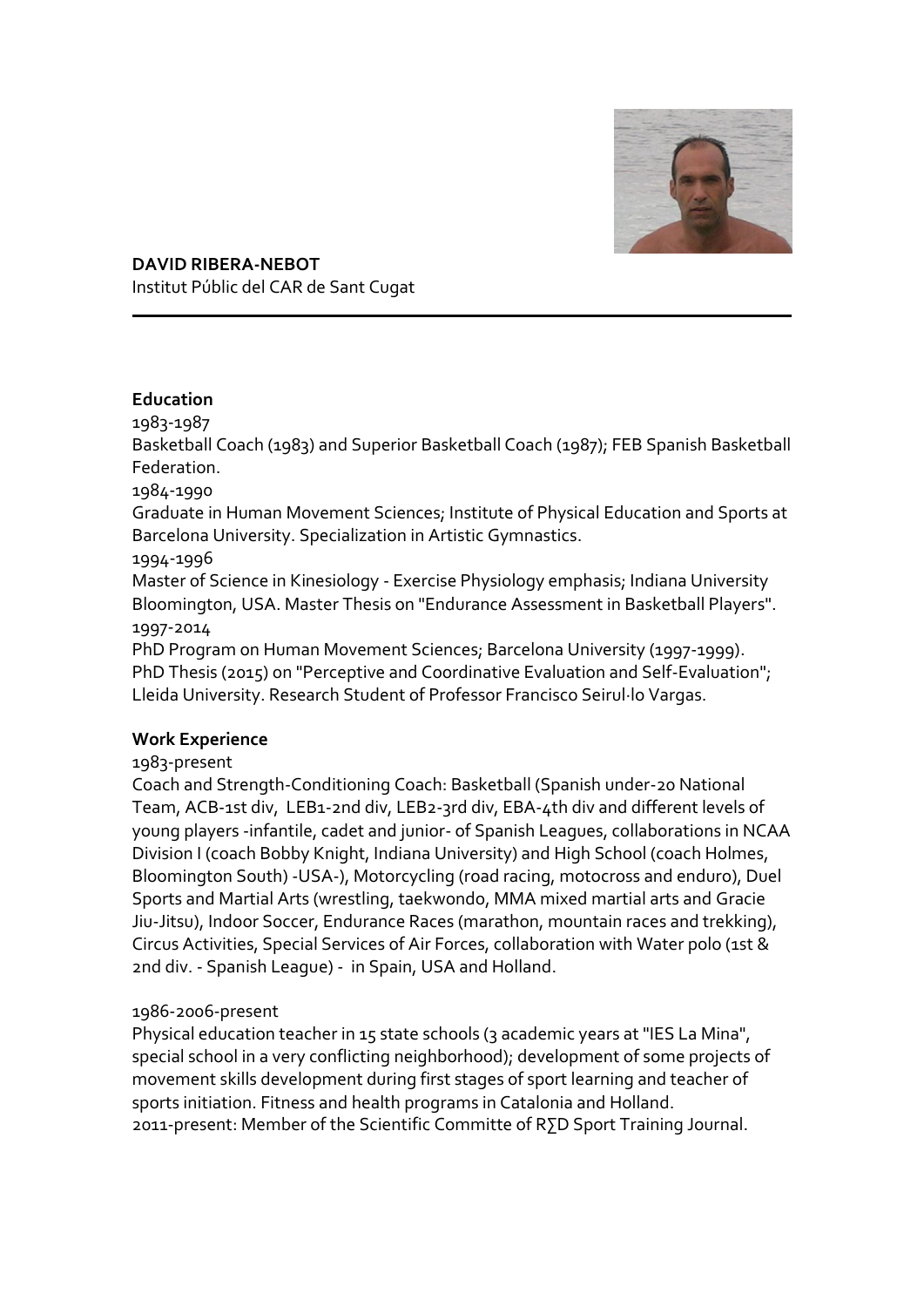**DAVID RIBERA-NEBOT**
Institut Públic del CAR de Sant Cugat

---

**Education**

1983-1987
Basketball Coach (1983) and Superior Basketball Coach (1987); FEB Spanish Basketball Federation.

1984-1990
Graduate in Human Movement Sciences; Institute of Physical Education and Sports at Barcelona University. Specialization in Artistic Gymnastics.

1994-1996
Master of Science in Kinesiology - Exercise Physiology emphasis; Indiana University Bloomington, USA. Master Thesis on "Endurance Assessment in Basketball Players".

1997-2014
PhD Program on Human Movement Sciences; Barcelona University (1997-1999). PhD Thesis (2015) on "Perceptive and Coordinative Evaluation and Self-Evaluation"; Lleida University. Research Student of Professor Francisco Seirul·lo Vargas.

**Work Experience**

1983-present
Coach and Strength-Conditioning Coach: Basketball (Spanish under-20 National Team, ACB-1st div, LEB1-2nd div, LEB2-3rd div, EBA-4th div and different levels of young players -infantile, cadet and junior- of Spanish Leagues, collaborations in NCAA Division I (coach Bobby Knight, Indiana University) and High School (coach Holmes, Bloomington South) -USA-), Motorcycling (road racing, motocross and enduro), Duel Sports and Martial Arts (wrestling, taekwondo, MMA mixed martial arts and Gracie Jiu-Jitsu), Indoor Soccer, Endurance Races (marathon, mountain races and trekking), Circus Activities, Special Services of Air Forces, collaboration with Water polo (1st & 2nd div. - Spanish League) - in Spain, USA and Holland.

1986-2006-present
Physical education teacher in 15 state schools (3 academic years at "IES La Mina", special school in a very conflicting neighborhood); development of some projects of movement skills development during first stages of sport learning and teacher of sports initiation. Fitness and health programs in Catalonia and Holland.
2011-present: Member of the Scientific Committe of R∑D Sport Training Journal.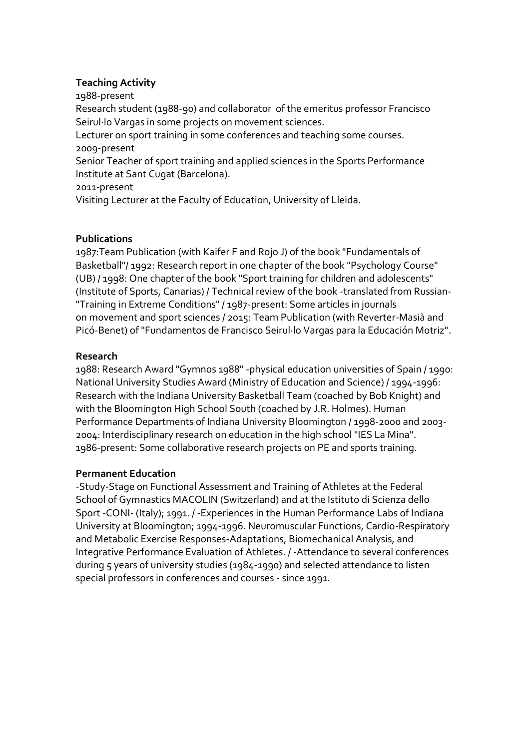**Teaching Activity**

1988-present

Research student (1988-90) and collaborator of the emeritus professor Francisco Seirul·lo Vargas in some projects on movement sciences.

Lecturer on sport training in some conferences and teaching some courses.

2009-present

Senior Teacher of sport training and applied sciences in the Sports Performance Institute at Sant Cugat (Barcelona).

2011-present

Visiting Lecturer at the Faculty of Education, University of Lleida.

**Publications**

1987:Team Publication (with Kaifer F and Rojo J) of the book "Fundamentals of Basketball"/ 1992: Research report in one chapter of the book "Psychology Course" (UB) / 1998: One chapter of the book "Sport training for children and adolescents" (Institute of Sports, Canarias) / Technical review of the book -translated from Russian- "Training in Extreme Conditions" / 1987-present: Some articles in journals on movement and sport sciences / 2015: Team Publication (with Reverter-Masià and Picó-Benet) of "Fundamentos de Francisco Seirul·lo Vargas para la Educación Motriz".

**Research**

1988: Research Award "Gymnos 1988" -physical education universities of Spain / 1990: National University Studies Award (Ministry of Education and Science) / 1994-1996: Research with the Indiana University Basketball Team (coached by Bob Knight) and with the Bloomington High School South (coached by J.R. Holmes). Human Performance Departments of Indiana University Bloomington / 1998-2000 and 2003-2004: Interdisciplinary research on education in the high school "IES La Mina". 1986-present: Some collaborative research projects on PE and sports training.

**Permanent Education**

-Study-Stage on Functional Assessment and Training of Athletes at the Federal School of Gymnastics MACOLIN (Switzerland) and at the Istituto di Scienza dello Sport -CONI- (Italy); 1991. / -Experiences in the Human Performance Labs of Indiana University at Bloomington; 1994-1996. Neuromuscular Functions, Cardio-Respiratory and Metabolic Exercise Responses-Adaptations, Biomechanical Analysis, and Integrative Performance Evaluation of Athletes. / -Attendance to several conferences during 5 years of university studies (1984-1990) and selected attendance to listen special professors in conferences and courses - since 1991.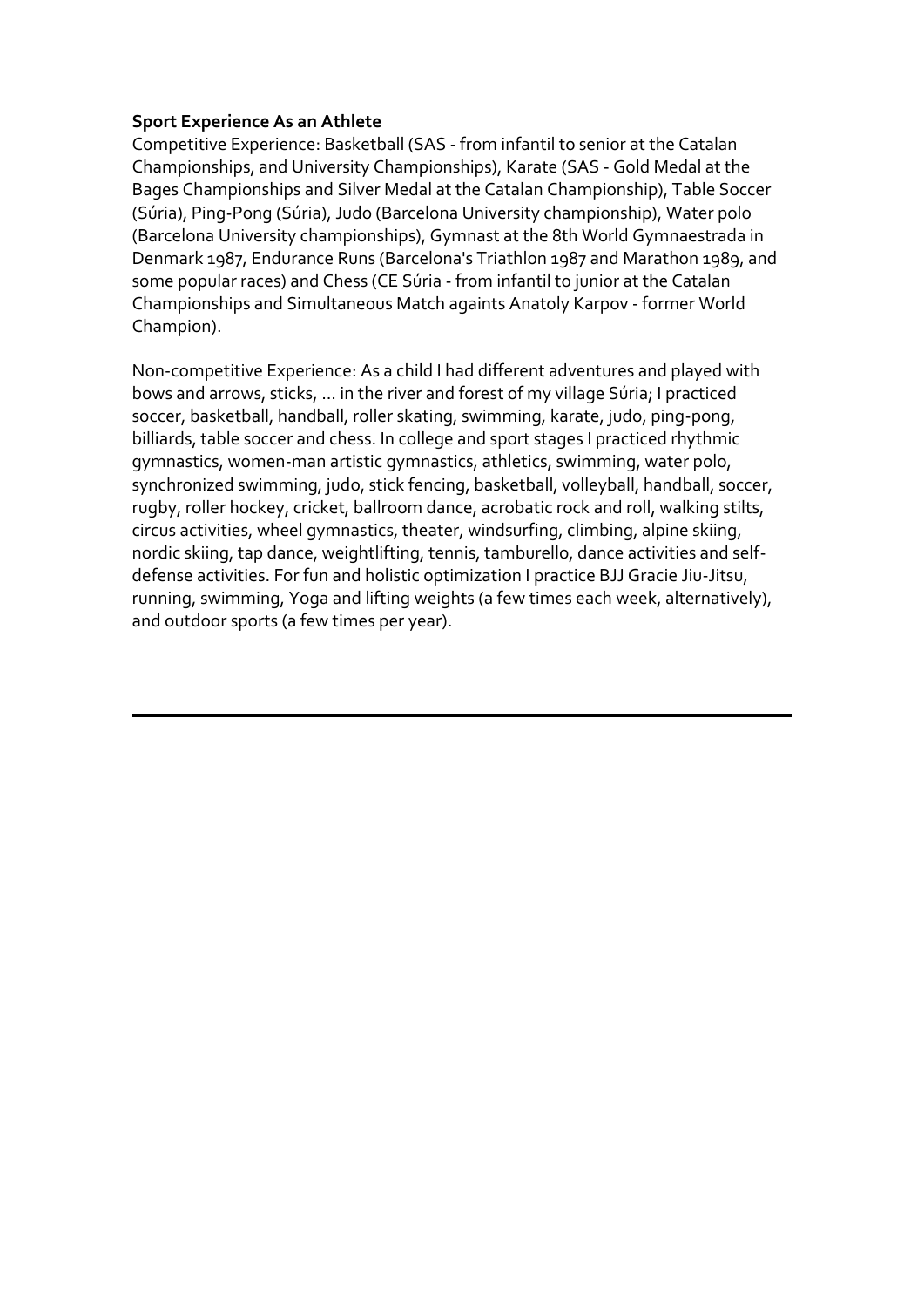**Sport Experience As an Athlete**

Competitive Experience: Basketball (SAS - from infantil to senior at the Catalan Championships, and University Championships), Karate (SAS - Gold Medal at the Bages Championships and Silver Medal at the Catalan Championship), Table Soccer (Súria), Ping-Pong (Súria), Judo (Barcelona University championship), Water polo (Barcelona University championships), Gymnast at the 8th World Gymnaestrada in Denmark 1987, Endurance Runs (Barcelona's Triathlon 1987 and Marathon 1989, and some popular races) and Chess (CE Súria - from infantil to junior at the Catalan Championships and Simultaneous Match againts Anatoly Karpov - former World Champion).

Non-competitive Experience: As a child I had different adventures and played with bows and arrows, sticks, ... in the river and forest of my village Súria; I practiced soccer, basketball, handball, roller skating, swimming, karate, judo, ping-pong, billiards, table soccer and chess. In college and sport stages I practiced rhythmic gymnastics, women-man artistic gymnastics, athletics, swimming, water polo, synchronized swimming, judo, stick fencing, basketball, volleyball, handball, soccer, rugby, roller hockey, cricket, ballroom dance, acrobatic rock and roll, walking stilts, circus activities, wheel gymnastics, theater, windsurfing, climbing, alpine skiing, nordic skiing, tap dance, weightlifting, tennis, tamburello, dance activities and self-defense activities. For fun and holistic optimization I practice BJJ Gracie Jiu-Jitsu, running, swimming, Yoga and lifting weights (a few times each week, alternatively), and outdoor sports (a few times per year).

---